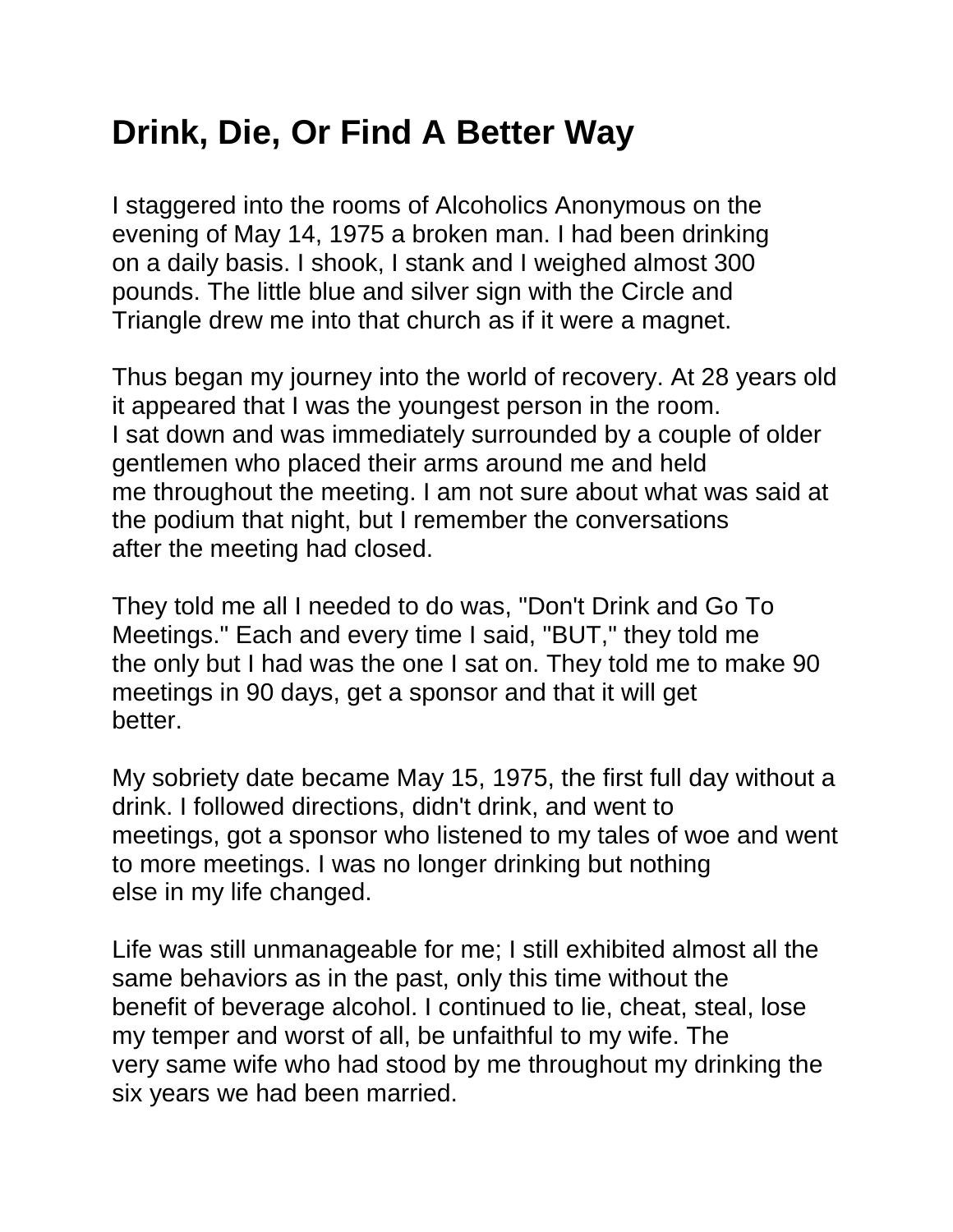# Drink, Die, Or Find A Better Way

I staggered into the rooms of Alcoholics Anonymous on the evening of May 14, 1975 a broken man. I had been drinking on a daily basis. I shook, I stank and I weighed almost 300 pounds. The little blue and silver sign with the Circle and Triangle drew me into that church as if it were a magnet.

Thus began my journey into the world of recovery. At 28 years old it appeared that I was the youngest person in the room. I sat down and was immediately surrounded by a couple of older gentlemen who placed their arms around me and held me throughout the meeting. I am not sure about what was said at the podium that night, but I remember the conversations after the meeting had closed.

They told me all I needed to do was, "Don't Drink and Go To Meetings." Each and every time I said, "BUT," they told me the only but I had was the one I sat on. They told me to make 90 meetings in 90 days, get a sponsor and that it will get better.

My sobriety date became May 15, 1975, the first full day without a drink. I followed directions, didn't drink, and went to meetings, got a sponsor who listened to my tales of woe and went to more meetings. I was no longer drinking but nothing else in my life changed.

Life was still unmanageable for me; I still exhibited almost all the same behaviors as in the past, only this time without the benefit of beverage alcohol. I continued to lie, cheat, steal, lose my temper and worst of all, be unfaithful to my wife. The very same wife who had stood by me throughout my drinking the six years we had been married.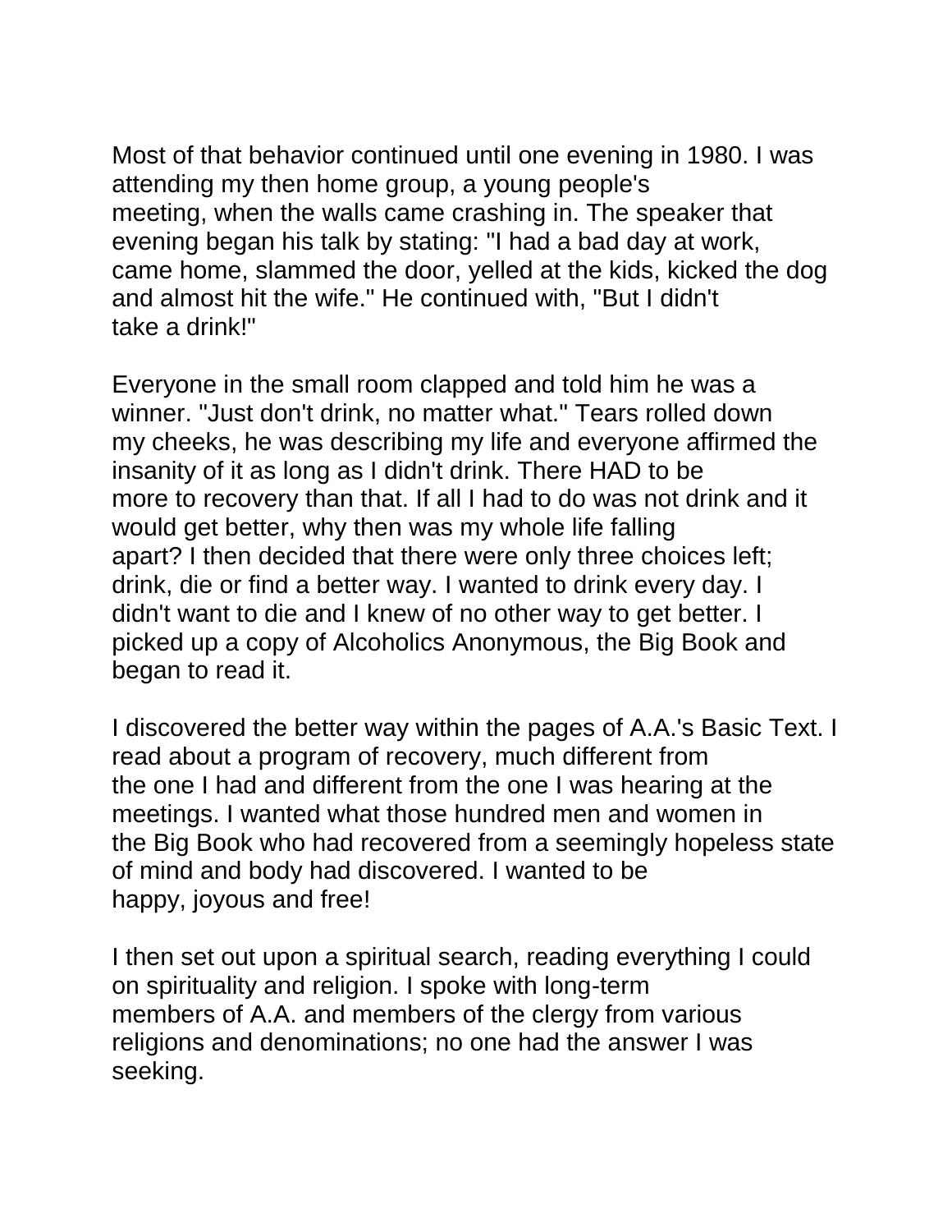Most of that behavior continued until one evening in 1980. I was attending my then home group, a young people's meeting, when the walls came crashing in. The speaker that evening began his talk by stating: "I had a bad day at work, came home, slammed the door, yelled at the kids, kicked the dog and almost hit the wife." He continued with, "But I didn't take a drink!"

Everyone in the small room clapped and told him he was a winner. "Just don't drink, no matter what." Tears rolled down my cheeks, he was describing my life and everyone affirmed the insanity of it as long as I didn't drink. There HAD to be more to recovery than that. If all I had to do was not drink and it would get better, why then was my whole life falling apart? I then decided that there were only three choices left; drink, die or find a better way. I wanted to drink every day. I didn't want to die and I knew of no other way to get better. I picked up a copy of Alcoholics Anonymous, the Big Book and began to read it.

I discovered the better way within the pages of A.A.'s Basic Text. I read about a program of recovery, much different from the one I had and different from the one I was hearing at the meetings. I wanted what those hundred men and women in the Big Book who had recovered from a seemingly hopeless state of mind and body had discovered. I wanted to be happy, joyous and free!

I then set out upon a spiritual search, reading everything I could on spirituality and religion. I spoke with long-term members of A.A. and members of the clergy from various religions and denominations; no one had the answer I was seeking.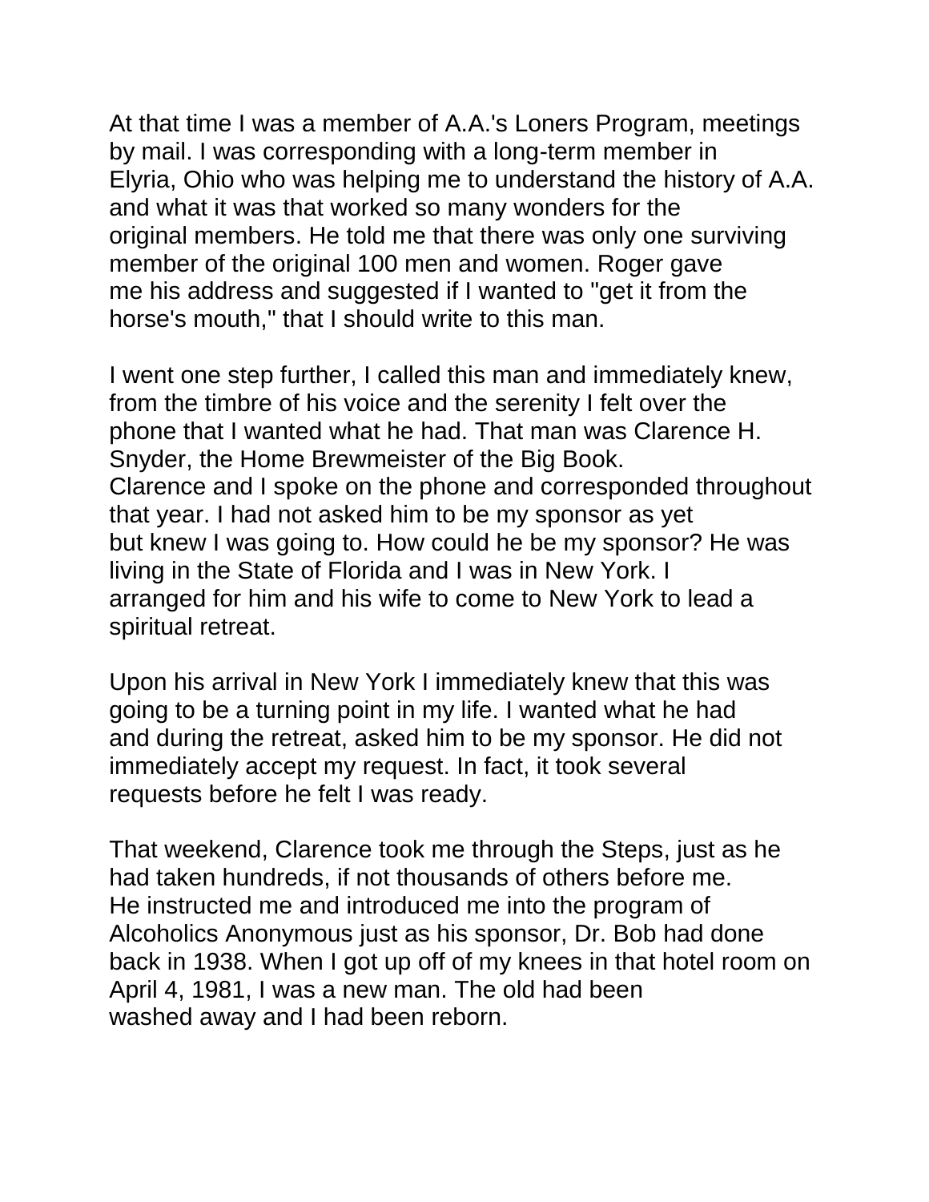At that time I was a member of A.A.'s Loners Program, meetings by mail. I was corresponding with a long-term member in Elyria, Ohio who was helping me to understand the history of A.A. and what it was that worked so many wonders for the original members. He told me that there was only one surviving member of the original 100 men and women. Roger gave me his address and suggested if I wanted to "get it from the horse's mouth," that I should write to this man.

I went one step further, I called this man and immediately knew, from the timbre of his voice and the serenity I felt over the phone that I wanted what he had. That man was Clarence H. Snyder, the Home Brewmeister of the Big Book.
Clarence and I spoke on the phone and corresponded throughout that year. I had not asked him to be my sponsor as yet but knew I was going to. How could he be my sponsor? He was living in the State of Florida and I was in New York. I arranged for him and his wife to come to New York to lead a spiritual retreat.

Upon his arrival in New York I immediately knew that this was going to be a turning point in my life. I wanted what he had and during the retreat, asked him to be my sponsor. He did not immediately accept my request. In fact, it took several requests before he felt I was ready.

That weekend, Clarence took me through the Steps, just as he had taken hundreds, if not thousands of others before me. He instructed me and introduced me into the program of Alcoholics Anonymous just as his sponsor, Dr. Bob had done back in 1938. When I got up off of my knees in that hotel room on April 4, 1981, I was a new man. The old had been washed away and I had been reborn.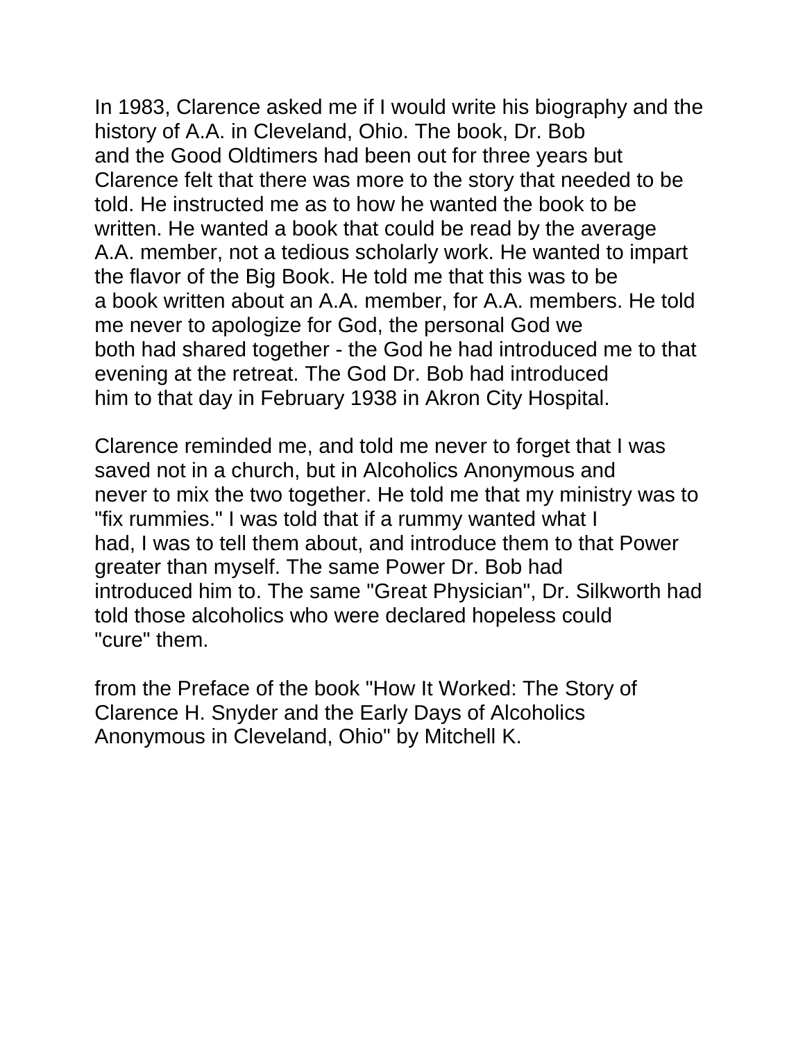In 1983, Clarence asked me if I would write his biography and the history of A.A. in Cleveland, Ohio. The book, Dr. Bob and the Good Oldtimers had been out for three years but Clarence felt that there was more to the story that needed to be told. He instructed me as to how he wanted the book to be written. He wanted a book that could be read by the average A.A. member, not a tedious scholarly work. He wanted to impart the flavor of the Big Book. He told me that this was to be a book written about an A.A. member, for A.A. members. He told me never to apologize for God, the personal God we both had shared together - the God he had introduced me to that evening at the retreat. The God Dr. Bob had introduced him to that day in February 1938 in Akron City Hospital.

Clarence reminded me, and told me never to forget that I was saved not in a church, but in Alcoholics Anonymous and never to mix the two together. He told me that my ministry was to "fix rummies." I was told that if a rummy wanted what I had, I was to tell them about, and introduce them to that Power greater than myself. The same Power Dr. Bob had introduced him to. The same "Great Physician", Dr. Silkworth had told those alcoholics who were declared hopeless could "cure" them.

from the Preface of the book "How It Worked: The Story of Clarence H. Snyder and the Early Days of Alcoholics Anonymous in Cleveland, Ohio" by Mitchell K.